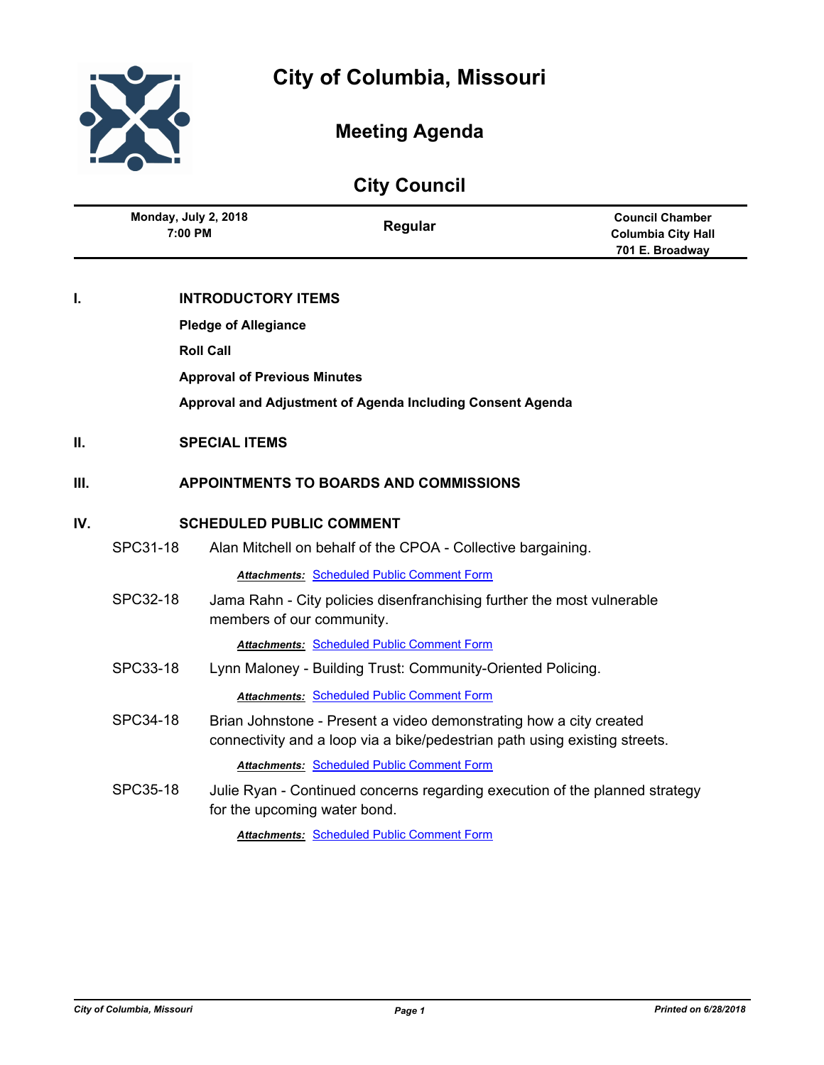# City of Columbia, Missouri

## Meeting Agenda

## City Council

| Monday, July 2, 2018<br>7:00 PM | Regular | Council Chamber<br>Columbia City Hall<br>701 E. Broadway |
|---|---|---|

## I. INTRODUCTORY ITEMS

**Pledge of Allegiance**

**Roll Call**

**Approval of Previous Minutes**

**Approval and Adjustment of Agenda Including Consent Agenda**

## II. SPECIAL ITEMS

## III. APPOINTMENTS TO BOARDS AND COMMISSIONS

## IV. SCHEDULED PUBLIC COMMENT

SPC31-18 Alan Mitchell on behalf of the CPOA - Collective bargaining.

***Attachments:*** Scheduled Public Comment Form

SPC32-18 Jama Rahn - City policies disenfranchising further the most vulnerable members of our community.

***Attachments:*** Scheduled Public Comment Form

SPC33-18 Lynn Maloney - Building Trust: Community-Oriented Policing.

***Attachments:*** Scheduled Public Comment Form

SPC34-18 Brian Johnstone - Present a video demonstrating how a city created connectivity and a loop via a bike/pedestrian path using existing streets.

***Attachments:*** Scheduled Public Comment Form

SPC35-18 Julie Ryan - Continued concerns regarding execution of the planned strategy for the upcoming water bond.

***Attachments:*** Scheduled Public Comment Form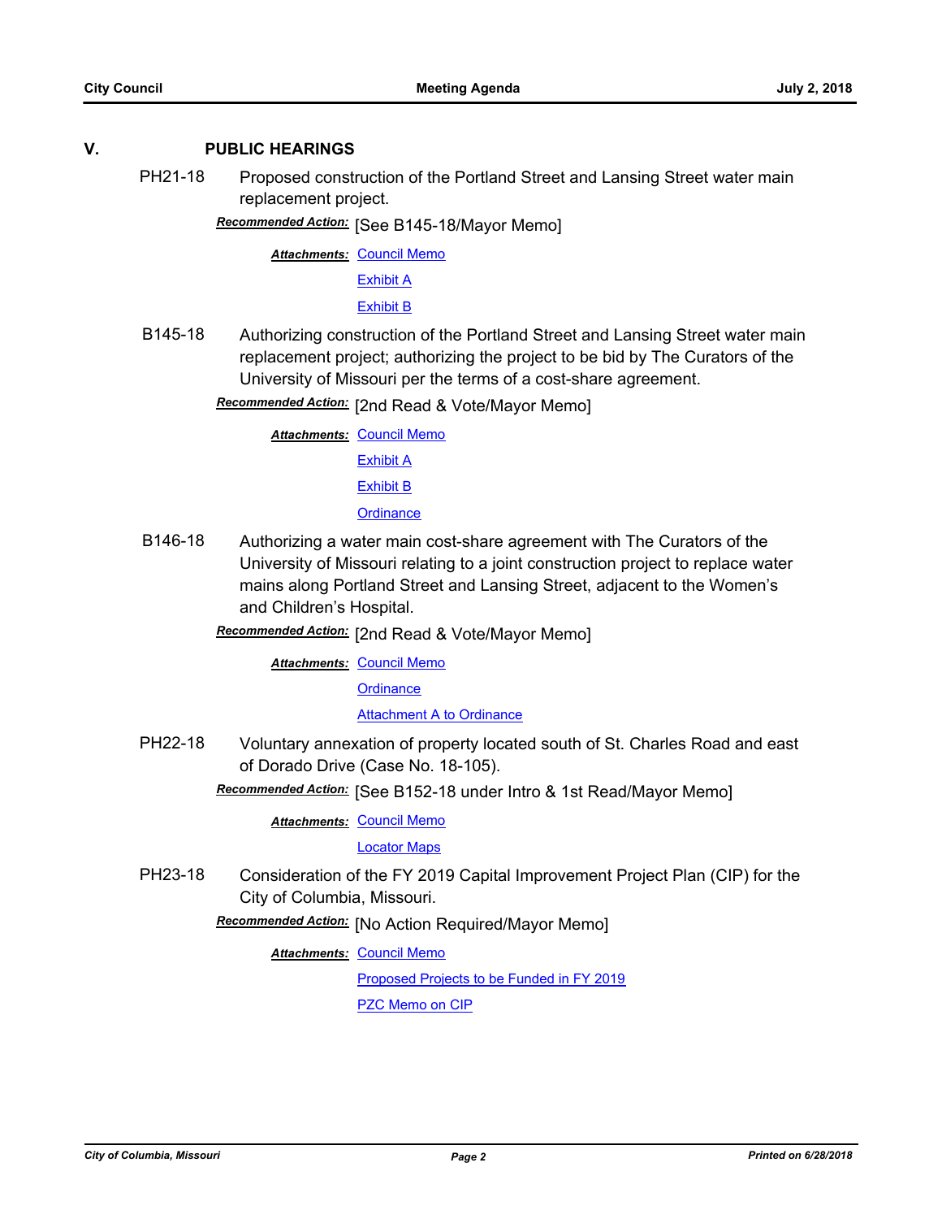## V. PUBLIC HEARINGS

**PH21-18** Proposed construction of the Portland Street and Lansing Street water main replacement project.

***Recommended Action:*** [See B145-18/Mayor Memo]

***Attachments:*** Council Memo
Exhibit A
Exhibit B

**B145-18** Authorizing construction of the Portland Street and Lansing Street water main replacement project; authorizing the project to be bid by The Curators of the University of Missouri per the terms of a cost-share agreement.

***Recommended Action:*** [2nd Read & Vote/Mayor Memo]

***Attachments:*** Council Memo
Exhibit A
Exhibit B
Ordinance

**B146-18** Authorizing a water main cost-share agreement with The Curators of the University of Missouri relating to a joint construction project to replace water mains along Portland Street and Lansing Street, adjacent to the Women's and Children's Hospital.

***Recommended Action:*** [2nd Read & Vote/Mayor Memo]

***Attachments:*** Council Memo
Ordinance
Attachment A to Ordinance

**PH22-18** Voluntary annexation of property located south of St. Charles Road and east of Dorado Drive (Case No. 18-105).

***Recommended Action:*** [See B152-18 under Intro & 1st Read/Mayor Memo]

***Attachments:*** Council Memo
Locator Maps

**PH23-18** Consideration of the FY 2019 Capital Improvement Project Plan (CIP) for the City of Columbia, Missouri.

***Recommended Action:*** [No Action Required/Mayor Memo]

***Attachments:*** Council Memo
Proposed Projects to be Funded in FY 2019
PZC Memo on CIP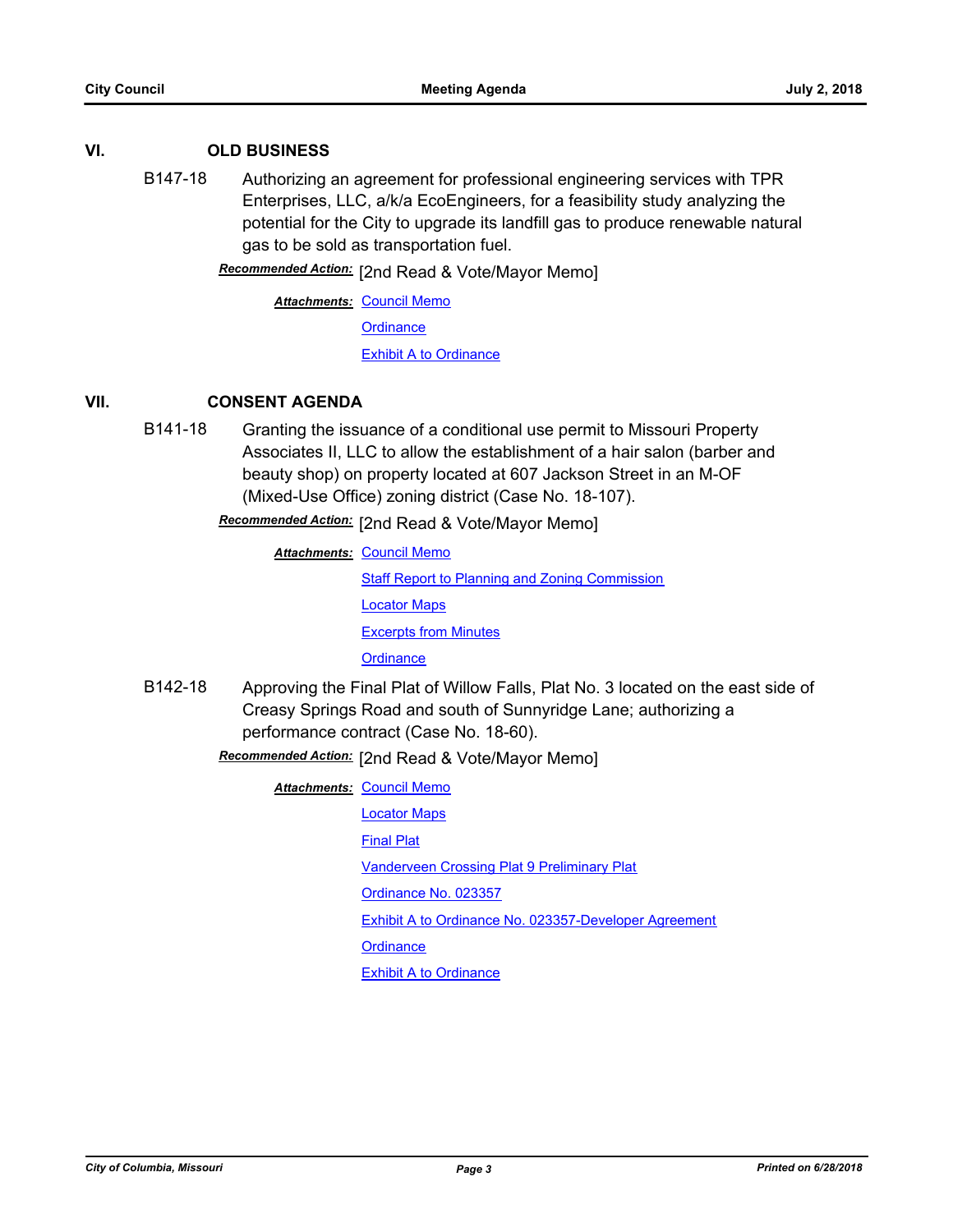## VI. OLD BUSINESS

**B147-18** Authorizing an agreement for professional engineering services with TPR Enterprises, LLC, a/k/a EcoEngineers, for a feasibility study analyzing the potential for the City to upgrade its landfill gas to produce renewable natural gas to be sold as transportation fuel.

***Recommended Action:*** [2nd Read & Vote/Mayor Memo]

***Attachments:*** Council Memo
Ordinance
Exhibit A to Ordinance

## VII. CONSENT AGENDA

**B141-18** Granting the issuance of a conditional use permit to Missouri Property Associates II, LLC to allow the establishment of a hair salon (barber and beauty shop) on property located at 607 Jackson Street in an M-OF (Mixed-Use Office) zoning district (Case No. 18-107).

***Recommended Action:*** [2nd Read & Vote/Mayor Memo]

***Attachments:*** Council Memo
Staff Report to Planning and Zoning Commission
Locator Maps
Excerpts from Minutes
Ordinance

**B142-18** Approving the Final Plat of Willow Falls, Plat No. 3 located on the east side of Creasy Springs Road and south of Sunnyridge Lane; authorizing a performance contract (Case No. 18-60).

***Recommended Action:*** [2nd Read & Vote/Mayor Memo]

***Attachments:*** Council Memo
Locator Maps
Final Plat
Vanderveen Crossing Plat 9 Preliminary Plat
Ordinance No. 023357
Exhibit A to Ordinance No. 023357-Developer Agreement
Ordinance
Exhibit A to Ordinance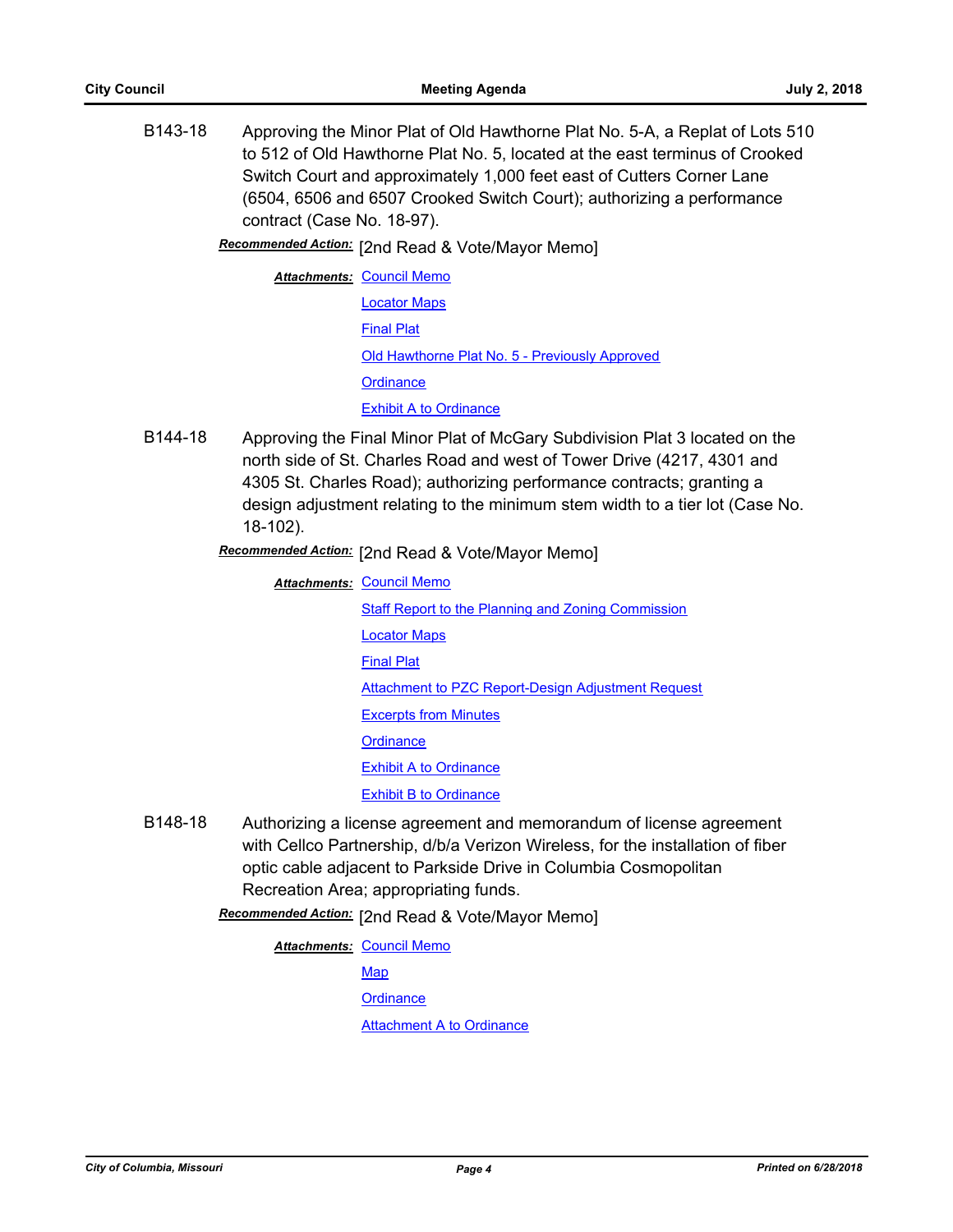B143-18 Approving the Minor Plat of Old Hawthorne Plat No. 5-A, a Replat of Lots 510 to 512 of Old Hawthorne Plat No. 5, located at the east terminus of Crooked Switch Court and approximately 1,000 feet east of Cutters Corner Lane (6504, 6506 and 6507 Crooked Switch Court); authorizing a performance contract (Case No. 18-97).

***Recommended Action:*** [2nd Read & Vote/Mayor Memo]

***Attachments:*** Council Memo
Locator Maps
Final Plat
Old Hawthorne Plat No. 5 - Previously Approved
Ordinance
Exhibit A to Ordinance

B144-18 Approving the Final Minor Plat of McGary Subdivision Plat 3 located on the north side of St. Charles Road and west of Tower Drive (4217, 4301 and 4305 St. Charles Road); authorizing performance contracts; granting a design adjustment relating to the minimum stem width to a tier lot (Case No. 18-102).

***Recommended Action:*** [2nd Read & Vote/Mayor Memo]

***Attachments:*** Council Memo
Staff Report to the Planning and Zoning Commission
Locator Maps
Final Plat
Attachment to PZC Report-Design Adjustment Request
Excerpts from Minutes
Ordinance
Exhibit A to Ordinance
Exhibit B to Ordinance

B148-18 Authorizing a license agreement and memorandum of license agreement with Cellco Partnership, d/b/a Verizon Wireless, for the installation of fiber optic cable adjacent to Parkside Drive in Columbia Cosmopolitan Recreation Area; appropriating funds.

***Recommended Action:*** [2nd Read & Vote/Mayor Memo]

***Attachments:*** Council Memo
Map
Ordinance
Attachment A to Ordinance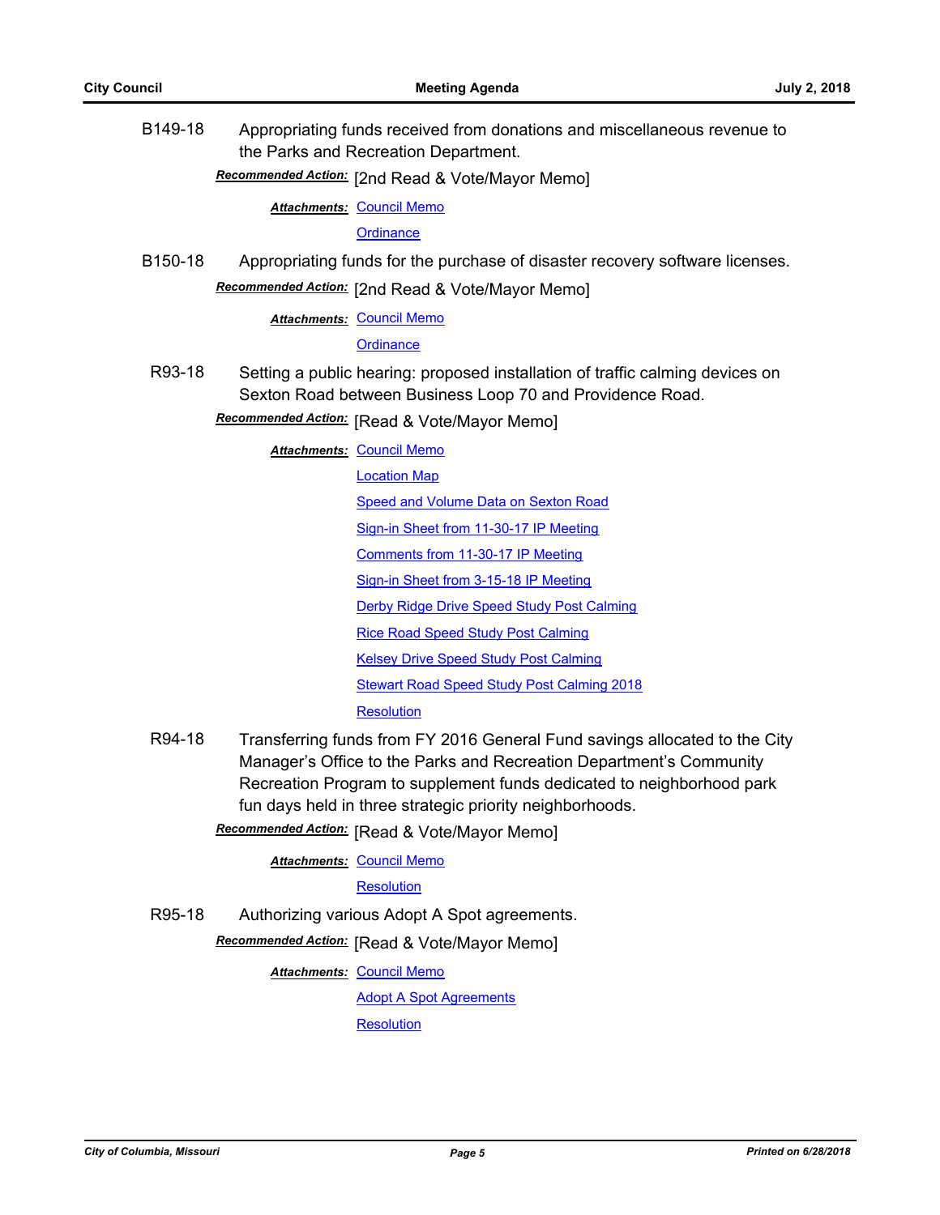B149-18 Appropriating funds received from donations and miscellaneous revenue to the Parks and Recreation Department.

***Recommended Action:*** [2nd Read & Vote/Mayor Memo]

***Attachments:*** Council Memo
Ordinance

B150-18 Appropriating funds for the purchase of disaster recovery software licenses.

***Recommended Action:*** [2nd Read & Vote/Mayor Memo]

***Attachments:*** Council Memo
Ordinance

R93-18 Setting a public hearing: proposed installation of traffic calming devices on Sexton Road between Business Loop 70 and Providence Road.

***Recommended Action:*** [Read & Vote/Mayor Memo]

***Attachments:*** Council Memo
Location Map
Speed and Volume Data on Sexton Road
Sign-in Sheet from 11-30-17 IP Meeting
Comments from 11-30-17 IP Meeting
Sign-in Sheet from 3-15-18 IP Meeting
Derby Ridge Drive Speed Study Post Calming
Rice Road Speed Study Post Calming
Kelsey Drive Speed Study Post Calming
Stewart Road Speed Study Post Calming 2018
Resolution

R94-18 Transferring funds from FY 2016 General Fund savings allocated to the City Manager's Office to the Parks and Recreation Department's Community Recreation Program to supplement funds dedicated to neighborhood park fun days held in three strategic priority neighborhoods.

***Recommended Action:*** [Read & Vote/Mayor Memo]

***Attachments:*** Council Memo
Resolution

R95-18 Authorizing various Adopt A Spot agreements.

***Recommended Action:*** [Read & Vote/Mayor Memo]

***Attachments:*** Council Memo
Adopt A Spot Agreements
Resolution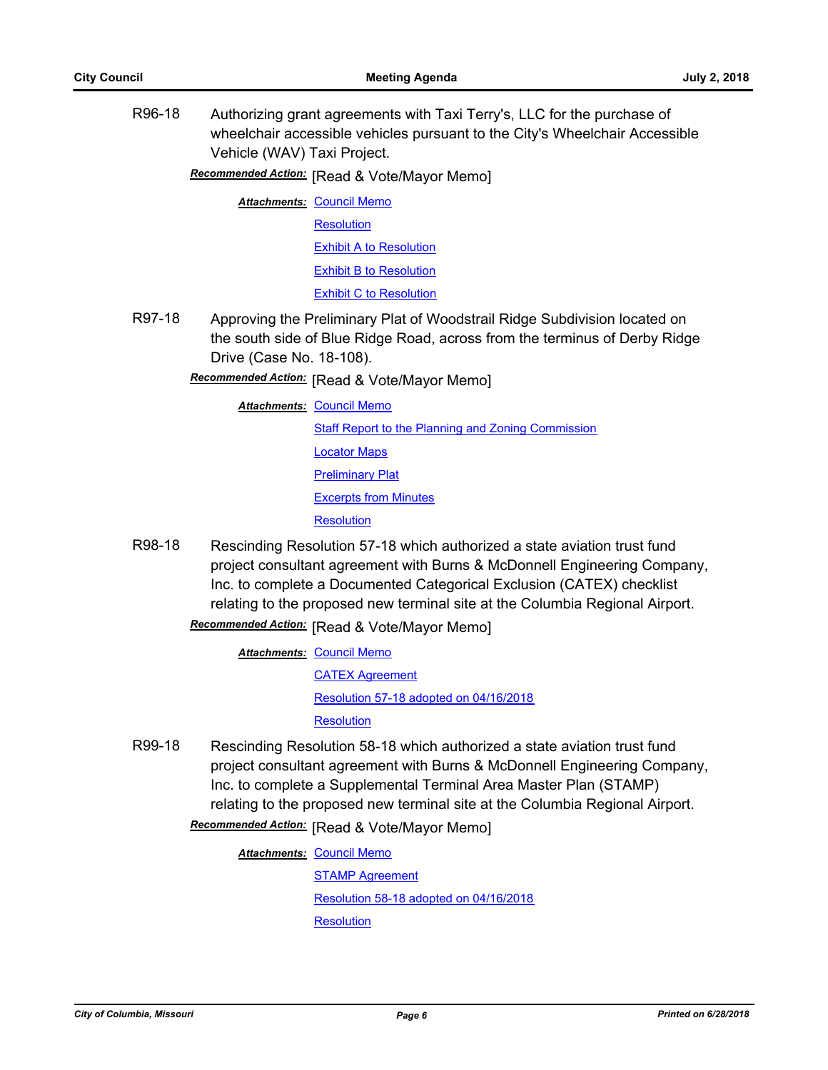**R96-18** Authorizing grant agreements with Taxi Terry's, LLC for the purchase of wheelchair accessible vehicles pursuant to the City's Wheelchair Accessible Vehicle (WAV) Taxi Project.

***Recommended Action:*** [Read & Vote/Mayor Memo]

***Attachments:*** Council Memo
Resolution
Exhibit A to Resolution
Exhibit B to Resolution
Exhibit C to Resolution

**R97-18** Approving the Preliminary Plat of Woodstrail Ridge Subdivision located on the south side of Blue Ridge Road, across from the terminus of Derby Ridge Drive (Case No. 18-108).

***Recommended Action:*** [Read & Vote/Mayor Memo]

***Attachments:*** Council Memo
Staff Report to the Planning and Zoning Commission
Locator Maps
Preliminary Plat
Excerpts from Minutes
Resolution

**R98-18** Rescinding Resolution 57-18 which authorized a state aviation trust fund project consultant agreement with Burns & McDonnell Engineering Company, Inc. to complete a Documented Categorical Exclusion (CATEX) checklist relating to the proposed new terminal site at the Columbia Regional Airport.

***Recommended Action:*** [Read & Vote/Mayor Memo]

***Attachments:*** Council Memo
CATEX Agreement
Resolution 57-18 adopted on 04/16/2018
Resolution

**R99-18** Rescinding Resolution 58-18 which authorized a state aviation trust fund project consultant agreement with Burns & McDonnell Engineering Company, Inc. to complete a Supplemental Terminal Area Master Plan (STAMP) relating to the proposed new terminal site at the Columbia Regional Airport.

***Recommended Action:*** [Read & Vote/Mayor Memo]

***Attachments:*** Council Memo
STAMP Agreement
Resolution 58-18 adopted on 04/16/2018
Resolution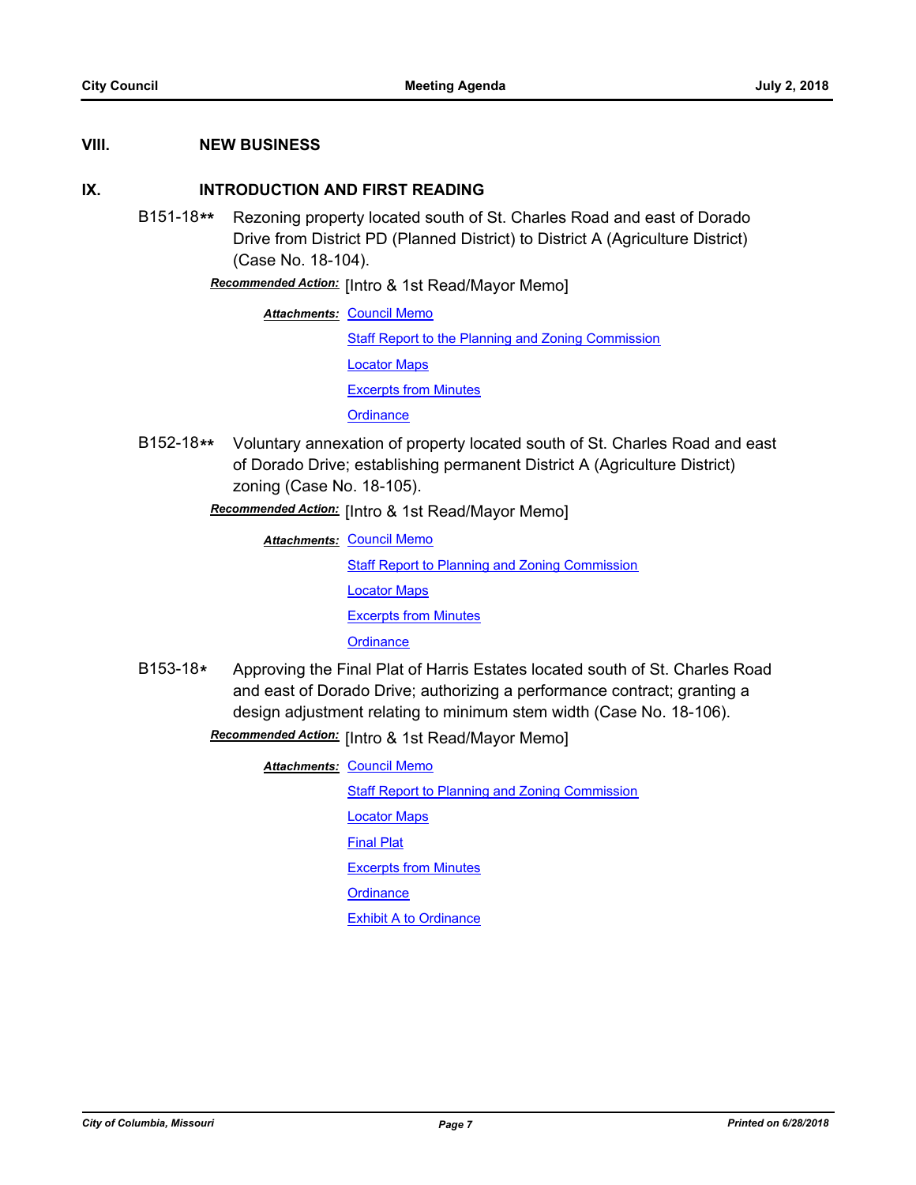## VIII. NEW BUSINESS

## IX. INTRODUCTION AND FIRST READING

**B151-18**** Rezoning property located south of St. Charles Road and east of Dorado Drive from District PD (Planned District) to District A (Agriculture District) (Case No. 18-104).

***Recommended Action:*** [Intro & 1st Read/Mayor Memo]

***Attachments:*** Council Memo
Staff Report to the Planning and Zoning Commission
Locator Maps
Excerpts from Minutes
Ordinance

**B152-18**** Voluntary annexation of property located south of St. Charles Road and east of Dorado Drive; establishing permanent District A (Agriculture District) zoning (Case No. 18-105).

***Recommended Action:*** [Intro & 1st Read/Mayor Memo]

***Attachments:*** Council Memo
Staff Report to Planning and Zoning Commission
Locator Maps
Excerpts from Minutes
Ordinance

**B153-18*** Approving the Final Plat of Harris Estates located south of St. Charles Road and east of Dorado Drive; authorizing a performance contract; granting a design adjustment relating to minimum stem width (Case No. 18-106).

***Recommended Action:*** [Intro & 1st Read/Mayor Memo]

***Attachments:*** Council Memo
Staff Report to Planning and Zoning Commission
Locator Maps
Final Plat
Excerpts from Minutes
Ordinance
Exhibit A to Ordinance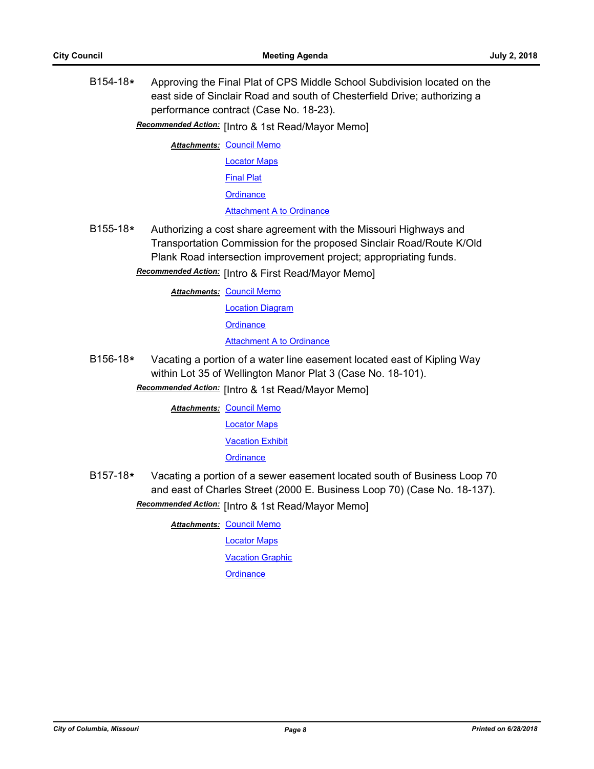B154-18* Approving the Final Plat of CPS Middle School Subdivision located on the east side of Sinclair Road and south of Chesterfield Drive; authorizing a performance contract (Case No. 18-23).

***Recommended Action:*** [Intro & 1st Read/Mayor Memo]

***Attachments:*** Council Memo
Locator Maps
Final Plat
Ordinance
Attachment A to Ordinance

B155-18* Authorizing a cost share agreement with the Missouri Highways and Transportation Commission for the proposed Sinclair Road/Route K/Old Plank Road intersection improvement project; appropriating funds.

***Recommended Action:*** [Intro & First Read/Mayor Memo]

***Attachments:*** Council Memo
Location Diagram
Ordinance
Attachment A to Ordinance

B156-18* Vacating a portion of a water line easement located east of Kipling Way within Lot 35 of Wellington Manor Plat 3 (Case No. 18-101).

***Recommended Action:*** [Intro & 1st Read/Mayor Memo]

***Attachments:*** Council Memo
Locator Maps
Vacation Exhibit
Ordinance

B157-18* Vacating a portion of a sewer easement located south of Business Loop 70 and east of Charles Street (2000 E. Business Loop 70) (Case No. 18-137).

***Recommended Action:*** [Intro & 1st Read/Mayor Memo]

***Attachments:*** Council Memo
Locator Maps
Vacation Graphic
Ordinance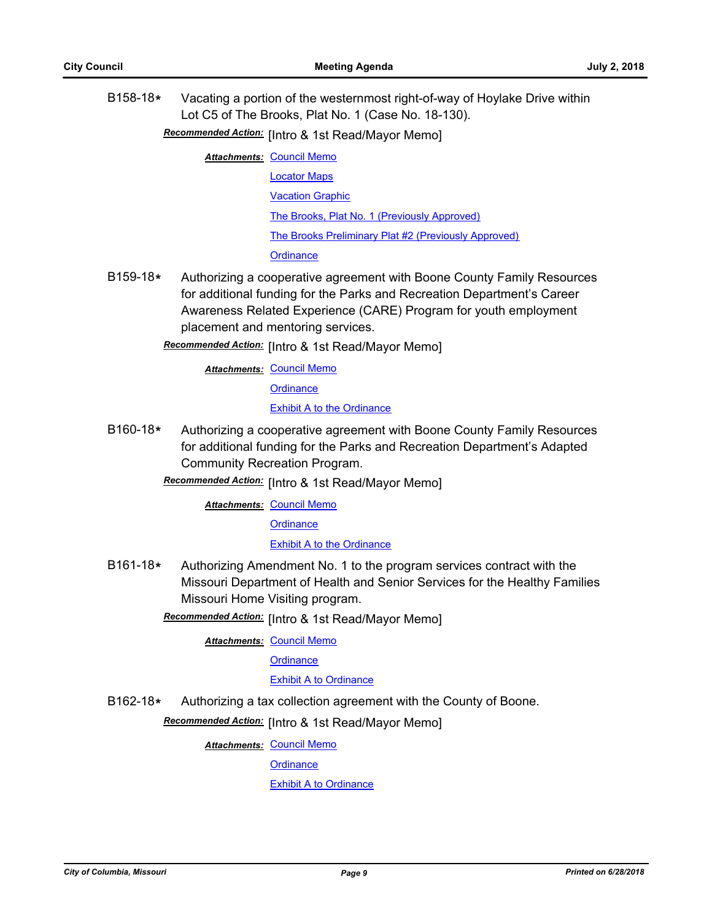**B158-18*** Vacating a portion of the westernmost right-of-way of Hoylake Drive within Lot C5 of The Brooks, Plat No. 1 (Case No. 18-130).

***Recommended Action:*** [Intro & 1st Read/Mayor Memo]

***Attachments:*** Council Memo
Locator Maps
Vacation Graphic
The Brooks, Plat No. 1 (Previously Approved)
The Brooks Preliminary Plat #2 (Previously Approved)
Ordinance

**B159-18*** Authorizing a cooperative agreement with Boone County Family Resources for additional funding for the Parks and Recreation Department's Career Awareness Related Experience (CARE) Program for youth employment placement and mentoring services.

***Recommended Action:*** [Intro & 1st Read/Mayor Memo]

***Attachments:*** Council Memo
Ordinance
Exhibit A to the Ordinance

**B160-18*** Authorizing a cooperative agreement with Boone County Family Resources for additional funding for the Parks and Recreation Department's Adapted Community Recreation Program.

***Recommended Action:*** [Intro & 1st Read/Mayor Memo]

***Attachments:*** Council Memo
Ordinance
Exhibit A to the Ordinance

**B161-18*** Authorizing Amendment No. 1 to the program services contract with the Missouri Department of Health and Senior Services for the Healthy Families Missouri Home Visiting program.

***Recommended Action:*** [Intro & 1st Read/Mayor Memo]

***Attachments:*** Council Memo
Ordinance
Exhibit A to Ordinance

**B162-18*** Authorizing a tax collection agreement with the County of Boone.

***Recommended Action:*** [Intro & 1st Read/Mayor Memo]

***Attachments:*** Council Memo
Ordinance
Exhibit A to Ordinance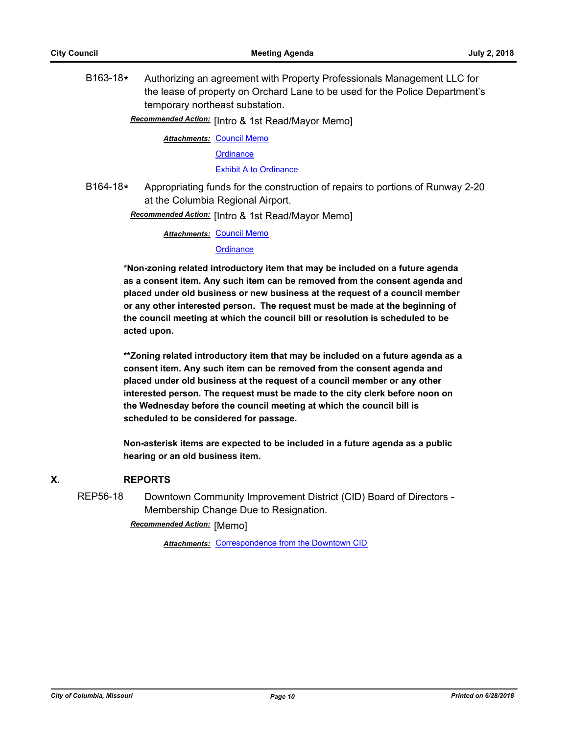B163-18* Authorizing an agreement with Property Professionals Management LLC for the lease of property on Orchard Lane to be used for the Police Department's temporary northeast substation.

***Recommended Action:*** [Intro & 1st Read/Mayor Memo]

***Attachments:*** Council Memo

Ordinance

Exhibit A to Ordinance

B164-18* Appropriating funds for the construction of repairs to portions of Runway 2-20 at the Columbia Regional Airport.

***Recommended Action:*** [Intro & 1st Read/Mayor Memo]

***Attachments:*** Council Memo

Ordinance

**\*Non-zoning related introductory item that may be included on a future agenda as a consent item. Any such item can be removed from the consent agenda and placed under old business or new business at the request of a council member or any other interested person. The request must be made at the beginning of the council meeting at which the council bill or resolution is scheduled to be acted upon.**

**\*\*Zoning related introductory item that may be included on a future agenda as a consent item. Any such item can be removed from the consent agenda and placed under old business at the request of a council member or any other interested person. The request must be made to the city clerk before noon on the Wednesday before the council meeting at which the council bill is scheduled to be considered for passage.**

**Non-asterisk items are expected to be included in a future agenda as a public hearing or an old business item.**

## X. REPORTS

REP56-18 Downtown Community Improvement District (CID) Board of Directors - Membership Change Due to Resignation.

***Recommended Action:*** [Memo]

***Attachments:*** Correspondence from the Downtown CID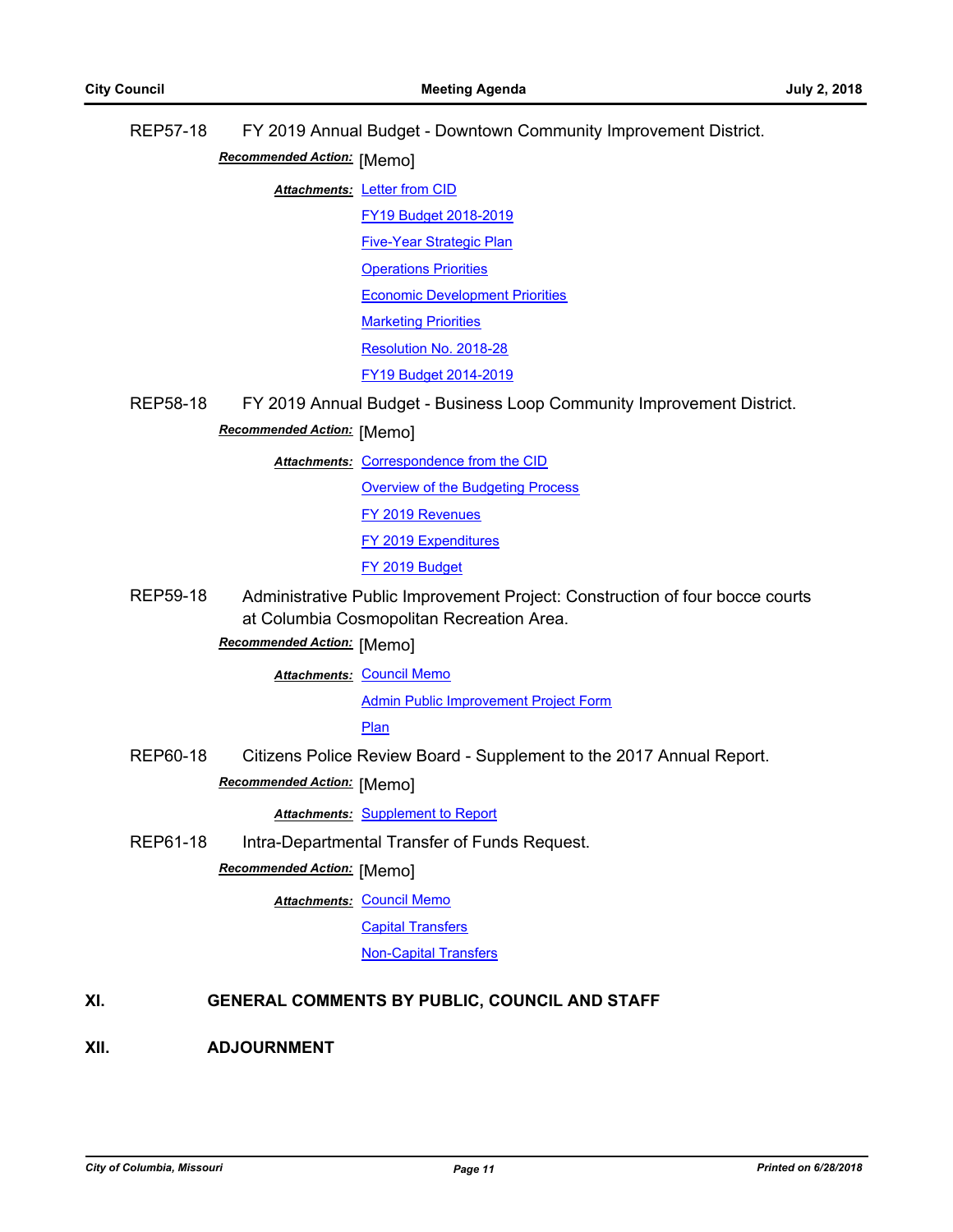REP57-18 FY 2019 Annual Budget - Downtown Community Improvement District.

***Recommended Action:*** [Memo]

***Attachments:*** Letter from CID
FY19 Budget 2018-2019
Five-Year Strategic Plan
Operations Priorities
Economic Development Priorities
Marketing Priorities
Resolution No. 2018-28
FY19 Budget 2014-2019

REP58-18 FY 2019 Annual Budget - Business Loop Community Improvement District.

***Recommended Action:*** [Memo]

***Attachments:*** Correspondence from the CID
Overview of the Budgeting Process
FY 2019 Revenues
FY 2019 Expenditures
FY 2019 Budget

REP59-18 Administrative Public Improvement Project: Construction of four bocce courts at Columbia Cosmopolitan Recreation Area.

***Recommended Action:*** [Memo]

***Attachments:*** Council Memo
Admin Public Improvement Project Form
Plan

REP60-18 Citizens Police Review Board - Supplement to the 2017 Annual Report.

***Recommended Action:*** [Memo]

***Attachments:*** Supplement to Report

REP61-18 Intra-Departmental Transfer of Funds Request.

***Recommended Action:*** [Memo]

***Attachments:*** Council Memo
Capital Transfers
Non-Capital Transfers

## XI. GENERAL COMMENTS BY PUBLIC, COUNCIL AND STAFF

## XII. ADJOURNMENT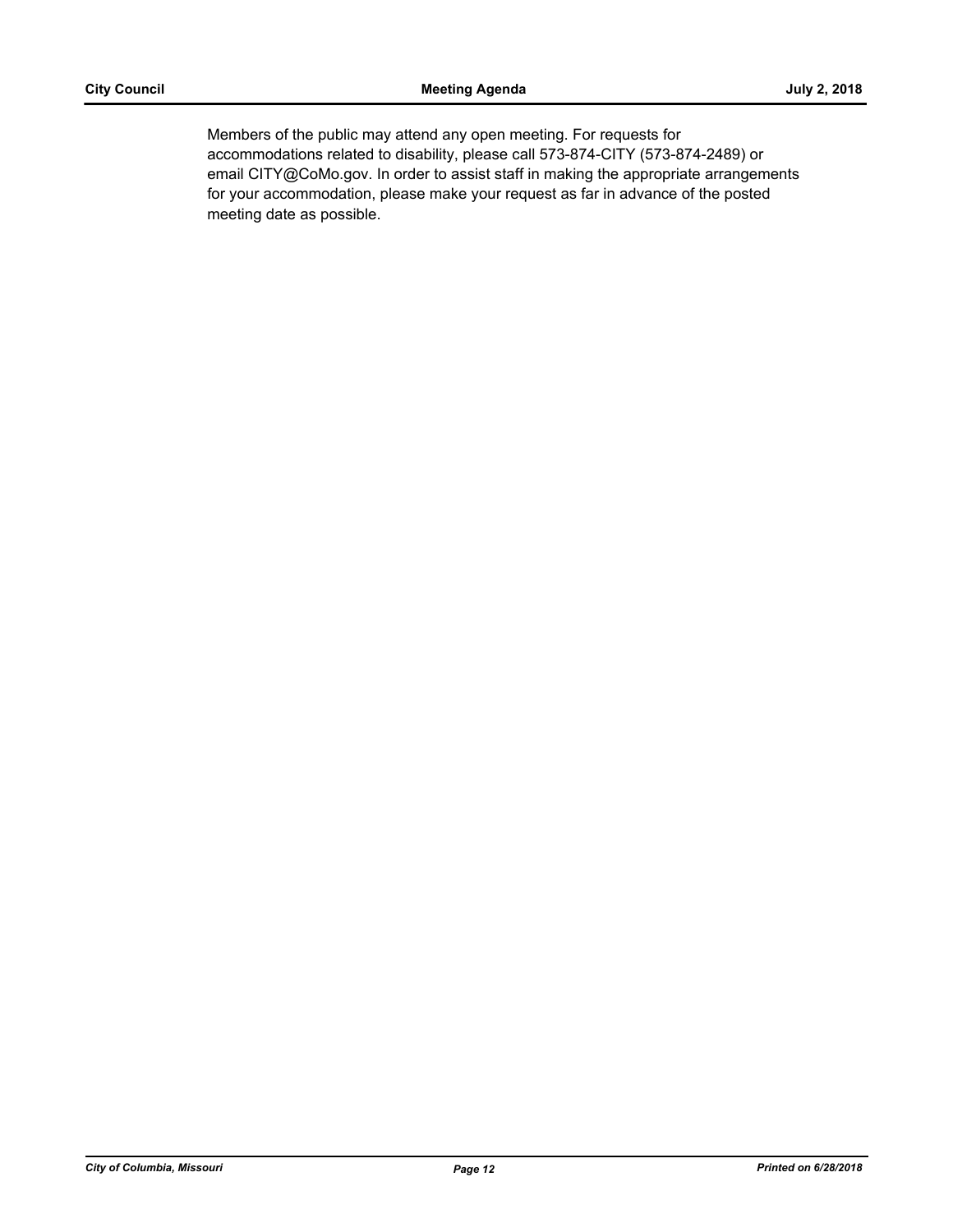Members of the public may attend any open meeting. For requests for accommodations related to disability, please call 573-874-CITY (573-874-2489) or email CITY@CoMo.gov. In order to assist staff in making the appropriate arrangements for your accommodation, please make your request as far in advance of the posted meeting date as possible.